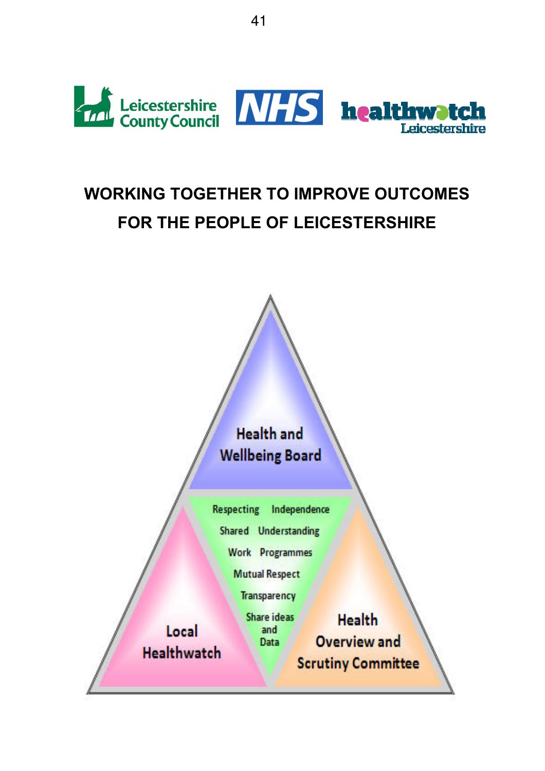Leicestershire County Council

NHS

healthwatch Leicestershire

# WORKING TOGETHER TO IMPROVE OUTCOMES FOR THE PEOPLE OF LEICESTERSHIRE

Health and Wellbeing Board

Respecting Independence

Shared Understanding

Work Programmes

Mutual Respect

Transparency

Share ideas and Data

Local Healthwatch

Health Overview and Scrutiny Committee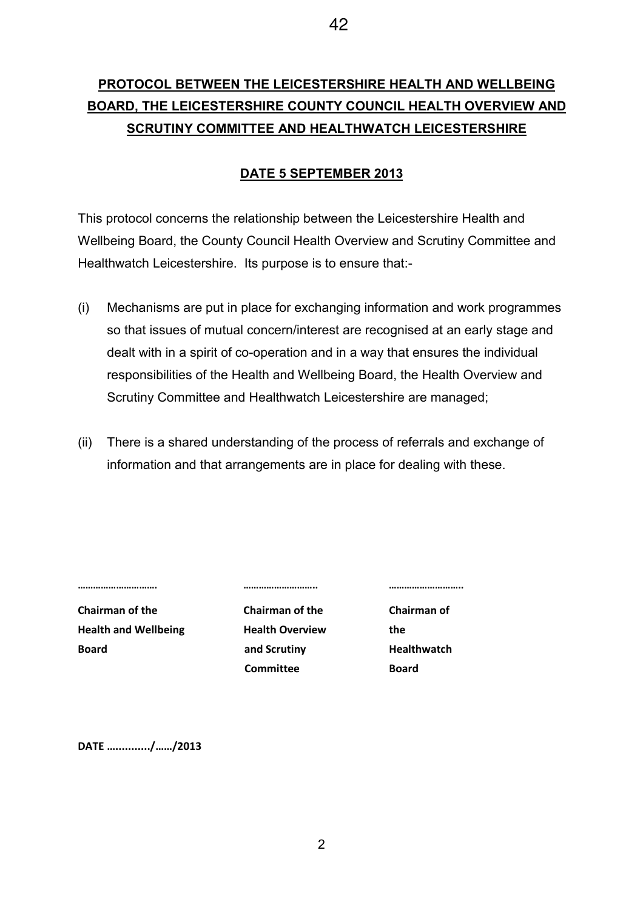**PROTOCOL BETWEEN THE LEICESTERSHIRE HEALTH AND WELLBEING BOARD, THE LEICESTERSHIRE COUNTY COUNCIL HEALTH OVERVIEW AND SCRUTINY COMMITTEE AND HEALTHWATCH LEICESTERSHIRE**

**DATE 5 SEPTEMBER 2013**

This protocol concerns the relationship between the Leicestershire Health and Wellbeing Board, the County Council Health Overview and Scrutiny Committee and Healthwatch Leicestershire. Its purpose is to ensure that:-

(i) Mechanisms are put in place for exchanging information and work programmes so that issues of mutual concern/interest are recognised at an early stage and dealt with in a spirit of co-operation and in a way that ensures the individual responsibilities of the Health and Wellbeing Board, the Health Overview and Scrutiny Committee and Healthwatch Leicestershire are managed;

(ii) There is a shared understanding of the process of referrals and exchange of information and that arrangements are in place for dealing with these.

| ………………………. | ……………………….. | ………………………. |
|---|---|---|
| **Chairman of the Health and Wellbeing Board** | **Chairman of the Health Overview and Scrutiny Committee** | **Chairman of the Healthwatch Board** |

**DATE …........../……/2013**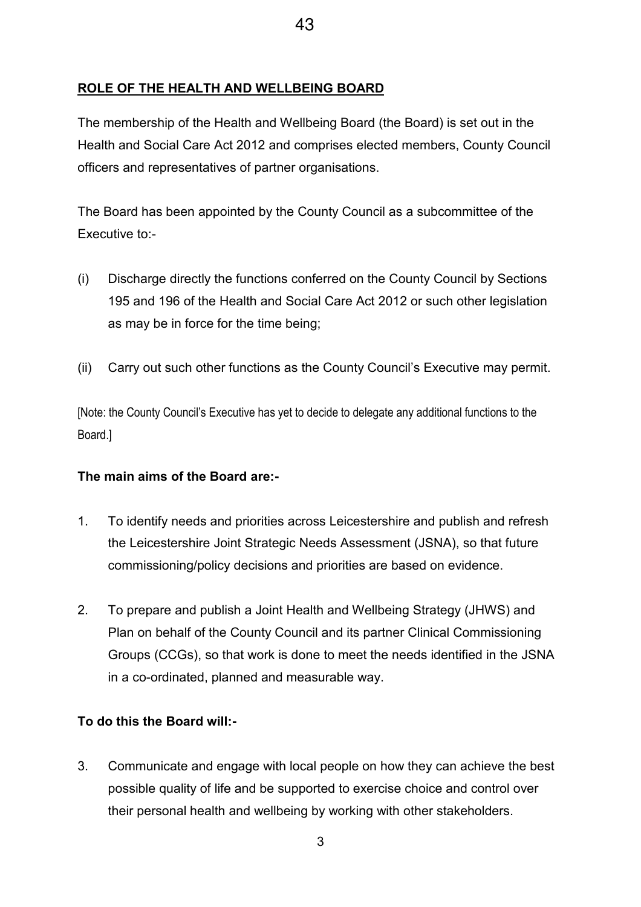## ROLE OF THE HEALTH AND WELLBEING BOARD

The membership of the Health and Wellbeing Board (the Board) is set out in the Health and Social Care Act 2012 and comprises elected members, County Council officers and representatives of partner organisations.

The Board has been appointed by the County Council as a subcommittee of the Executive to:-

(i) Discharge directly the functions conferred on the County Council by Sections 195 and 196 of the Health and Social Care Act 2012 or such other legislation as may be in force for the time being;

(ii) Carry out such other functions as the County Council's Executive may permit.

[Note: the County Council's Executive has yet to decide to delegate any additional functions to the Board.]

**The main aims of the Board are:-**

1. To identify needs and priorities across Leicestershire and publish and refresh the Leicestershire Joint Strategic Needs Assessment (JSNA), so that future commissioning/policy decisions and priorities are based on evidence.

2. To prepare and publish a Joint Health and Wellbeing Strategy (JHWS) and Plan on behalf of the County Council and its partner Clinical Commissioning Groups (CCGs), so that work is done to meet the needs identified in the JSNA in a co-ordinated, planned and measurable way.

**To do this the Board will:-**

3. Communicate and engage with local people on how they can achieve the best possible quality of life and be supported to exercise choice and control over their personal health and wellbeing by working with other stakeholders.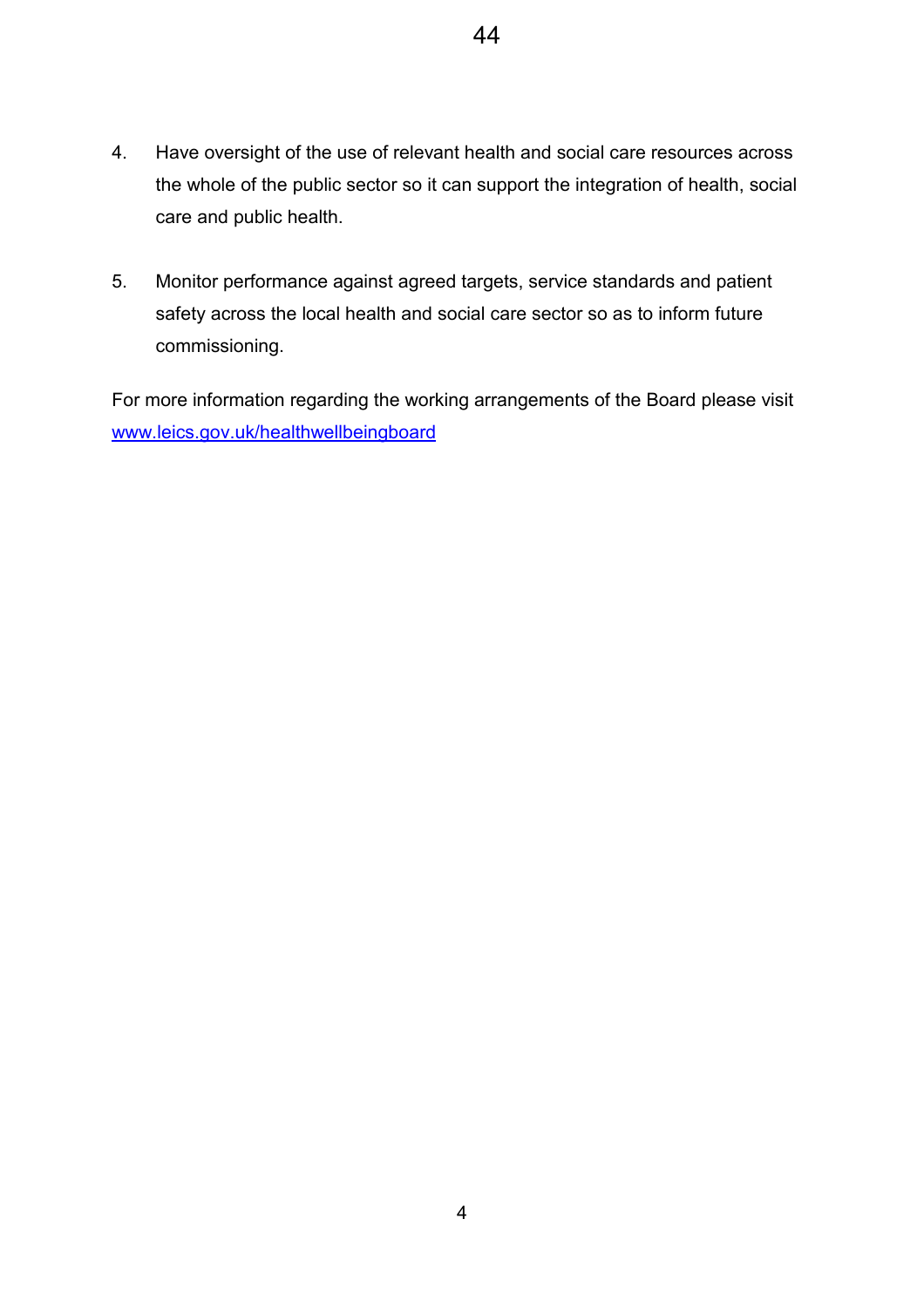4. Have oversight of the use of relevant health and social care resources across the whole of the public sector so it can support the integration of health, social care and public health.

5. Monitor performance against agreed targets, service standards and patient safety across the local health and social care sector so as to inform future commissioning.

For more information regarding the working arrangements of the Board please visit [www.leics.gov.uk/healthwellbeingboard](http://www.leics.gov.uk/healthwellbeingboard)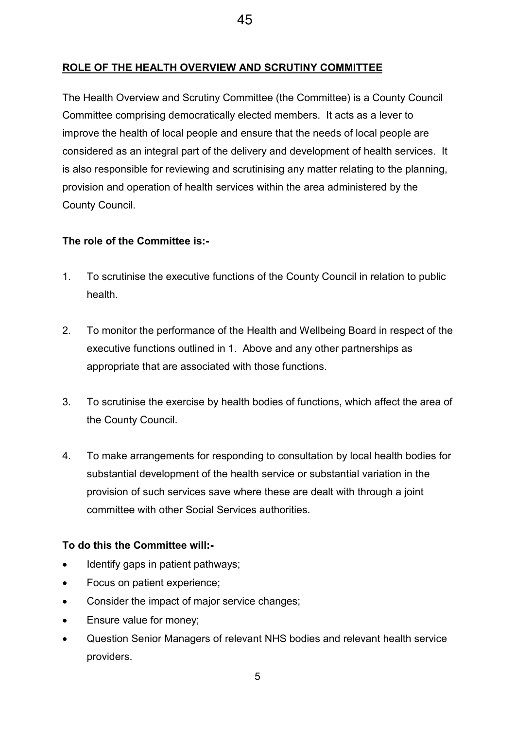## ROLE OF THE HEALTH OVERVIEW AND SCRUTINY COMMITTEE

The Health Overview and Scrutiny Committee (the Committee) is a County Council Committee comprising democratically elected members. It acts as a lever to improve the health of local people and ensure that the needs of local people are considered as an integral part of the delivery and development of health services. It is also responsible for reviewing and scrutinising any matter relating to the planning, provision and operation of health services within the area administered by the County Council.

**The role of the Committee is:-**

1. To scrutinise the executive functions of the County Council in relation to public health.
2. To monitor the performance of the Health and Wellbeing Board in respect of the executive functions outlined in 1. Above and any other partnerships as appropriate that are associated with those functions.
3. To scrutinise the exercise by health bodies of functions, which affect the area of the County Council.
4. To make arrangements for responding to consultation by local health bodies for substantial development of the health service or substantial variation in the provision of such services save where these are dealt with through a joint committee with other Social Services authorities.

**To do this the Committee will:-**

- Identify gaps in patient pathways;
- Focus on patient experience;
- Consider the impact of major service changes;
- Ensure value for money;
- Question Senior Managers of relevant NHS bodies and relevant health service providers.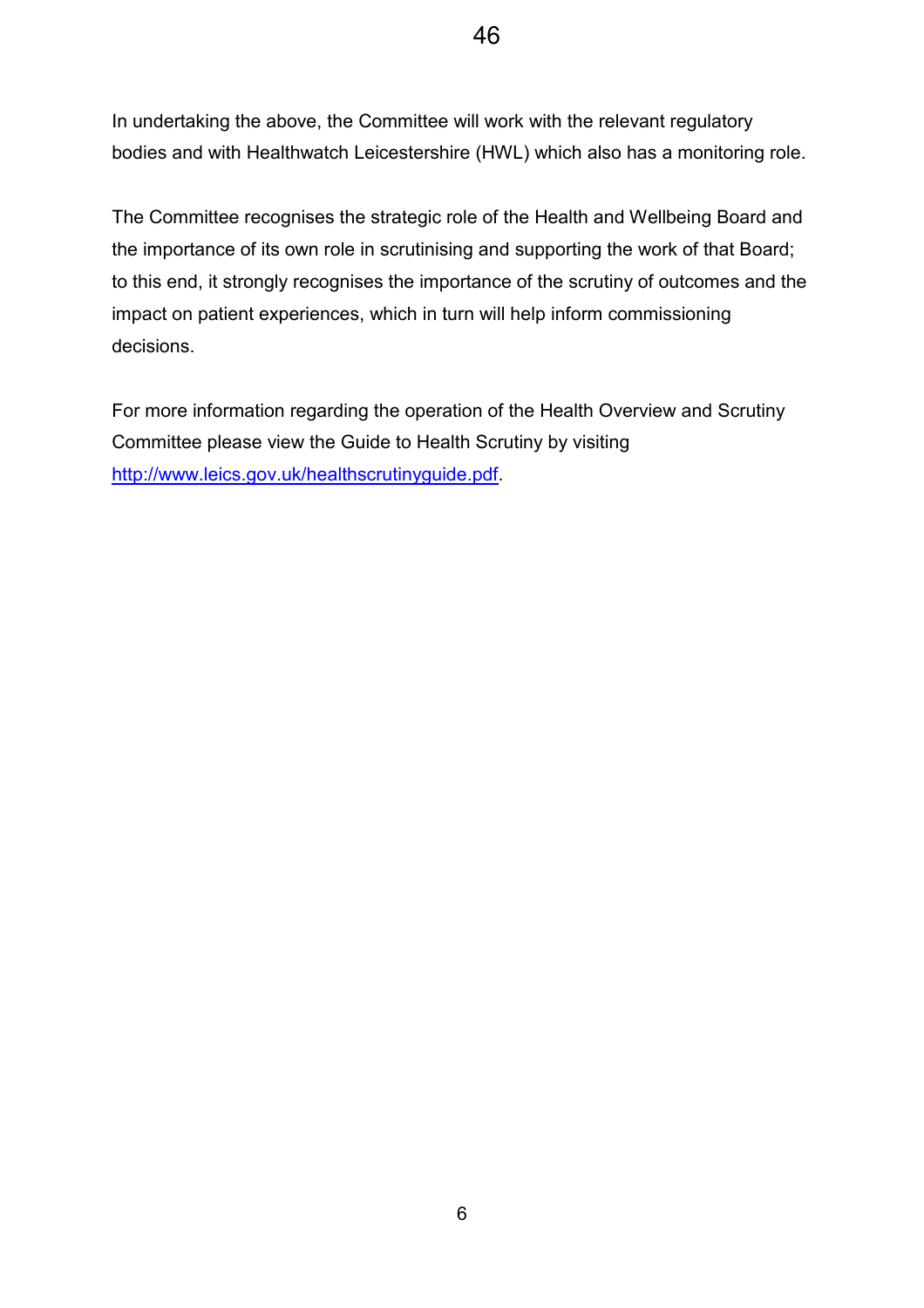In undertaking the above, the Committee will work with the relevant regulatory bodies and with Healthwatch Leicestershire (HWL) which also has a monitoring role.

The Committee recognises the strategic role of the Health and Wellbeing Board and the importance of its own role in scrutinising and supporting the work of that Board; to this end, it strongly recognises the importance of the scrutiny of outcomes and the impact on patient experiences, which in turn will help inform commissioning decisions.

For more information regarding the operation of the Health Overview and Scrutiny Committee please view the Guide to Health Scrutiny by visiting [http://www.leics.gov.uk/healthscrutinyguide.pdf](http://www.leics.gov.uk/healthscrutinyguide.pdf).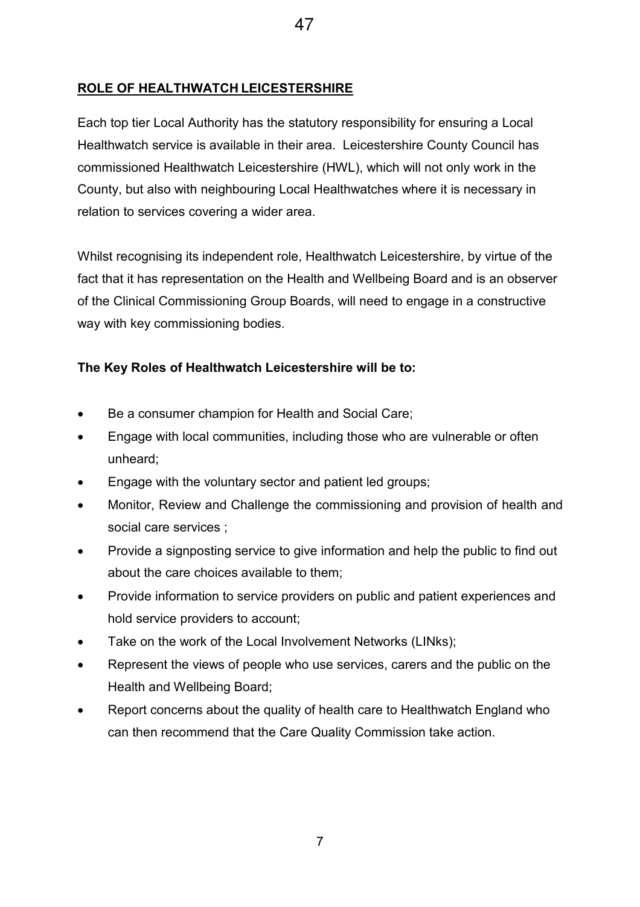## ROLE OF HEALTHWATCH LEICESTERSHIRE

Each top tier Local Authority has the statutory responsibility for ensuring a Local Healthwatch service is available in their area. Leicestershire County Council has commissioned Healthwatch Leicestershire (HWL), which will not only work in the County, but also with neighbouring Local Healthwatches where it is necessary in relation to services covering a wider area.

Whilst recognising its independent role, Healthwatch Leicestershire, by virtue of the fact that it has representation on the Health and Wellbeing Board and is an observer of the Clinical Commissioning Group Boards, will need to engage in a constructive way with key commissioning bodies.

**The Key Roles of Healthwatch Leicestershire will be to:**

- Be a consumer champion for Health and Social Care;
- Engage with local communities, including those who are vulnerable or often unheard;
- Engage with the voluntary sector and patient led groups;
- Monitor, Review and Challenge the commissioning and provision of health and social care services ;
- Provide a signposting service to give information and help the public to find out about the care choices available to them;
- Provide information to service providers on public and patient experiences and hold service providers to account;
- Take on the work of the Local Involvement Networks (LINks);
- Represent the views of people who use services, carers and the public on the Health and Wellbeing Board;
- Report concerns about the quality of health care to Healthwatch England who can then recommend that the Care Quality Commission take action.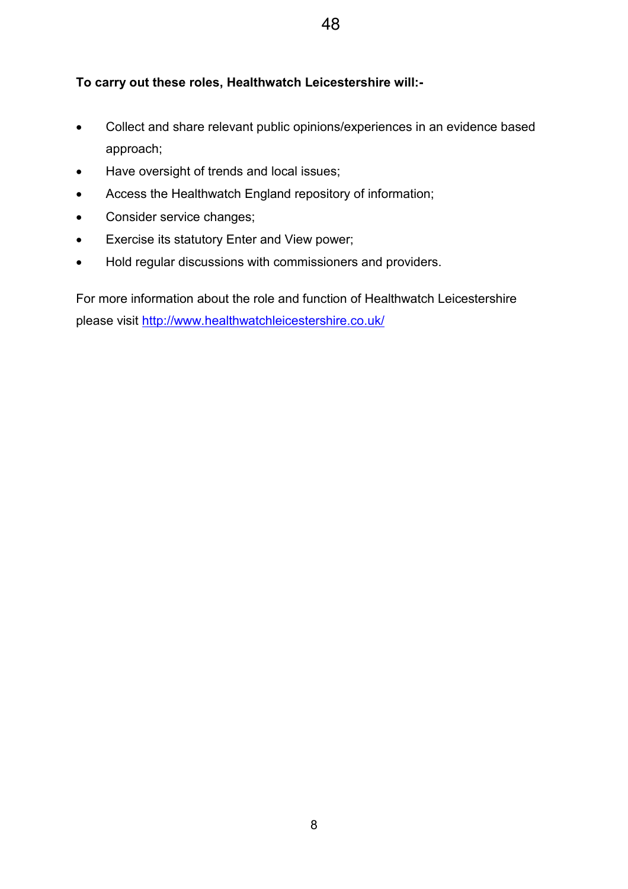**To carry out these roles, Healthwatch Leicestershire will:-**

- Collect and share relevant public opinions/experiences in an evidence based approach;
- Have oversight of trends and local issues;
- Access the Healthwatch England repository of information;
- Consider service changes;
- Exercise its statutory Enter and View power;
- Hold regular discussions with commissioners and providers.

For more information about the role and function of Healthwatch Leicestershire please visit http://www.healthwatchleicestershire.co.uk/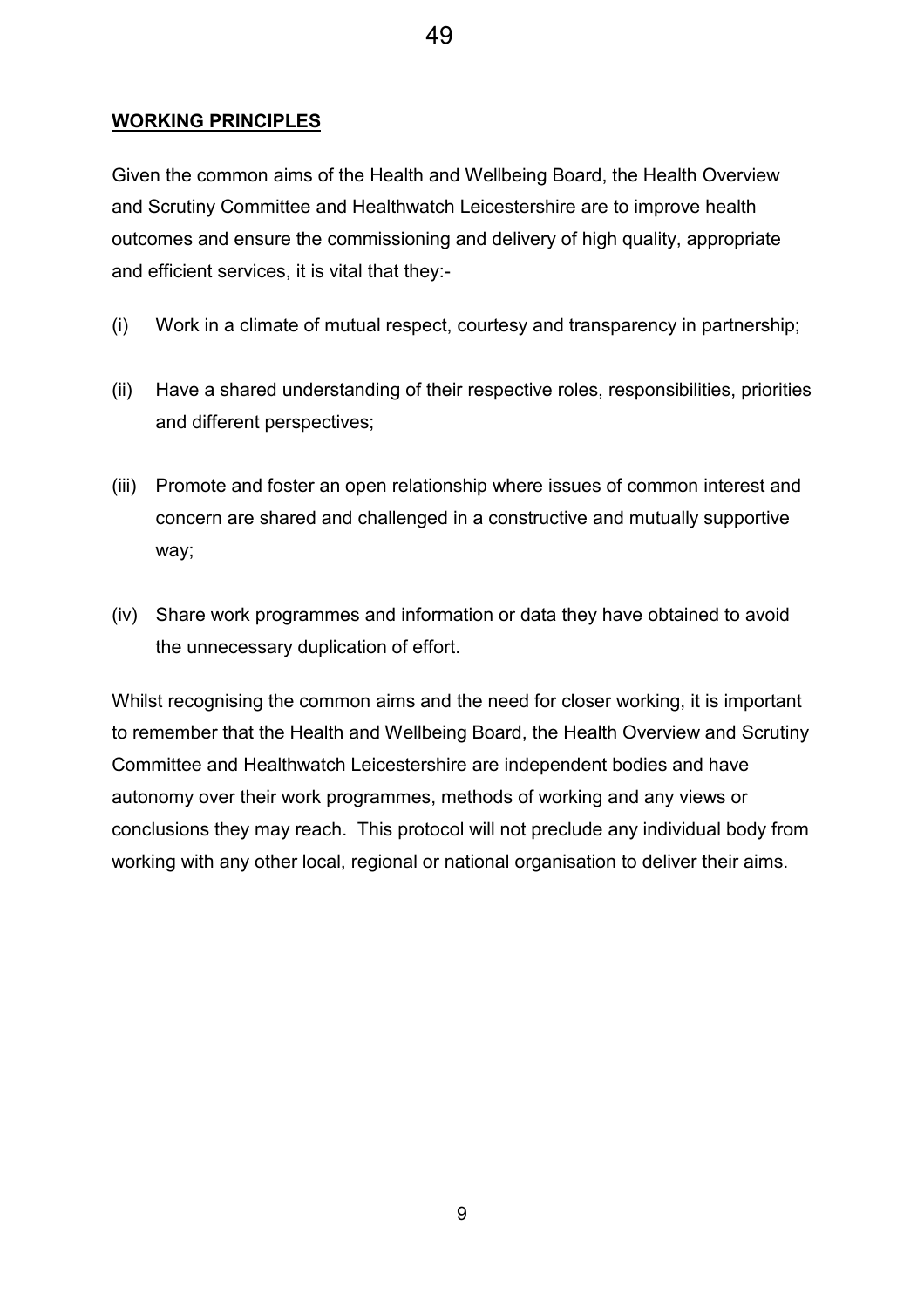## WORKING PRINCIPLES

Given the common aims of the Health and Wellbeing Board, the Health Overview and Scrutiny Committee and Healthwatch Leicestershire are to improve health outcomes and ensure the commissioning and delivery of high quality, appropriate and efficient services, it is vital that they:-

(i) Work in a climate of mutual respect, courtesy and transparency in partnership;

(ii) Have a shared understanding of their respective roles, responsibilities, priorities and different perspectives;

(iii) Promote and foster an open relationship where issues of common interest and concern are shared and challenged in a constructive and mutually supportive way;

(iv) Share work programmes and information or data they have obtained to avoid the unnecessary duplication of effort.

Whilst recognising the common aims and the need for closer working, it is important to remember that the Health and Wellbeing Board, the Health Overview and Scrutiny Committee and Healthwatch Leicestershire are independent bodies and have autonomy over their work programmes, methods of working and any views or conclusions they may reach. This protocol will not preclude any individual body from working with any other local, regional or national organisation to deliver their aims.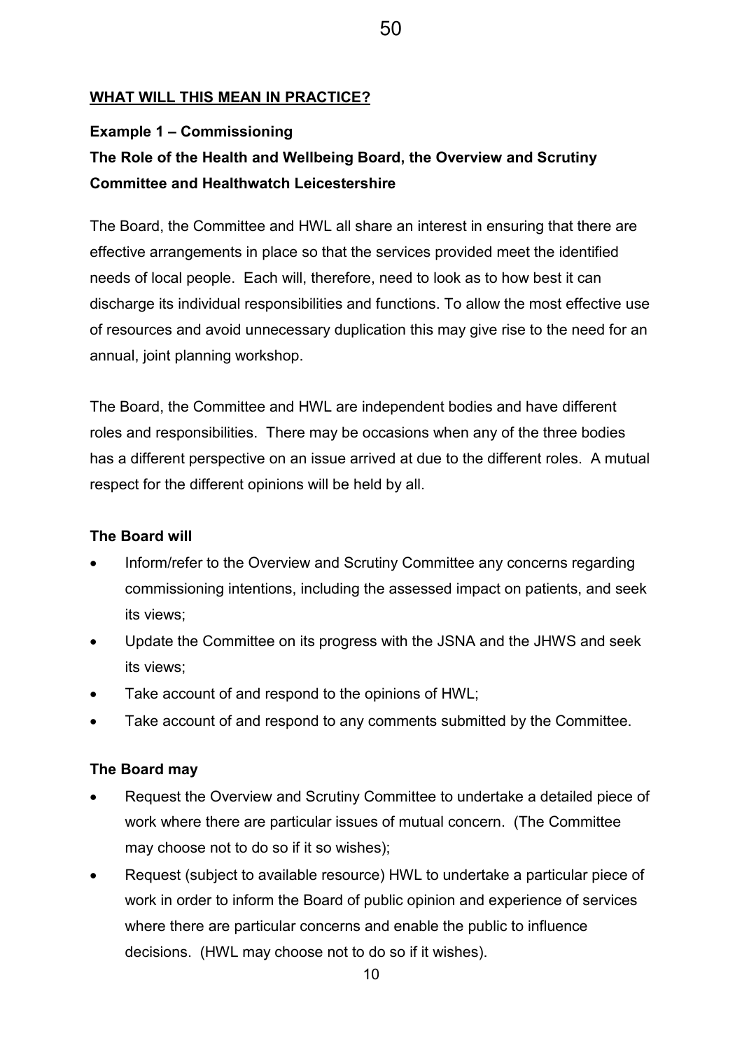**WHAT WILL THIS MEAN IN PRACTICE?**

**Example 1 – Commissioning**

**The Role of the Health and Wellbeing Board, the Overview and Scrutiny Committee and Healthwatch Leicestershire**

The Board, the Committee and HWL all share an interest in ensuring that there are effective arrangements in place so that the services provided meet the identified needs of local people. Each will, therefore, need to look as to how best it can discharge its individual responsibilities and functions. To allow the most effective use of resources and avoid unnecessary duplication this may give rise to the need for an annual, joint planning workshop.

The Board, the Committee and HWL are independent bodies and have different roles and responsibilities. There may be occasions when any of the three bodies has a different perspective on an issue arrived at due to the different roles. A mutual respect for the different opinions will be held by all.

**The Board will**

- Inform/refer to the Overview and Scrutiny Committee any concerns regarding commissioning intentions, including the assessed impact on patients, and seek its views;
- Update the Committee on its progress with the JSNA and the JHWS and seek its views;
- Take account of and respond to the opinions of HWL;
- Take account of and respond to any comments submitted by the Committee.

**The Board may**

- Request the Overview and Scrutiny Committee to undertake a detailed piece of work where there are particular issues of mutual concern. (The Committee may choose not to do so if it so wishes);
- Request (subject to available resource) HWL to undertake a particular piece of work in order to inform the Board of public opinion and experience of services where there are particular concerns and enable the public to influence decisions. (HWL may choose not to do so if it wishes).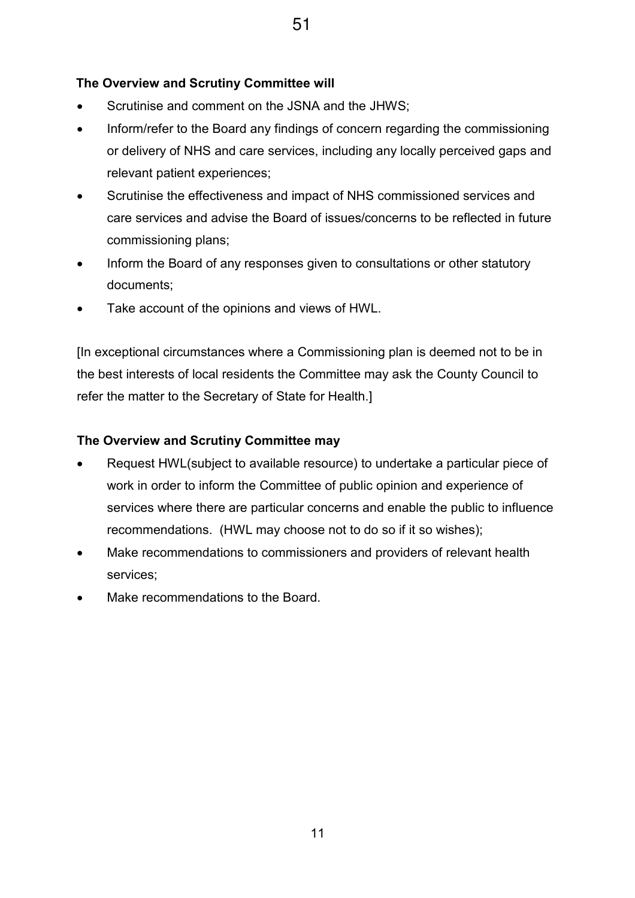**The Overview and Scrutiny Committee will**

- Scrutinise and comment on the JSNA and the JHWS;
- Inform/refer to the Board any findings of concern regarding the commissioning or delivery of NHS and care services, including any locally perceived gaps and relevant patient experiences;
- Scrutinise the effectiveness and impact of NHS commissioned services and care services and advise the Board of issues/concerns to be reflected in future commissioning plans;
- Inform the Board of any responses given to consultations or other statutory documents;
- Take account of the opinions and views of HWL.

[In exceptional circumstances where a Commissioning plan is deemed not to be in the best interests of local residents the Committee may ask the County Council to refer the matter to the Secretary of State for Health.]

**The Overview and Scrutiny Committee may**

- Request HWL(subject to available resource) to undertake a particular piece of work in order to inform the Committee of public opinion and experience of services where there are particular concerns and enable the public to influence recommendations. (HWL may choose not to do so if it so wishes);
- Make recommendations to commissioners and providers of relevant health services;
- Make recommendations to the Board.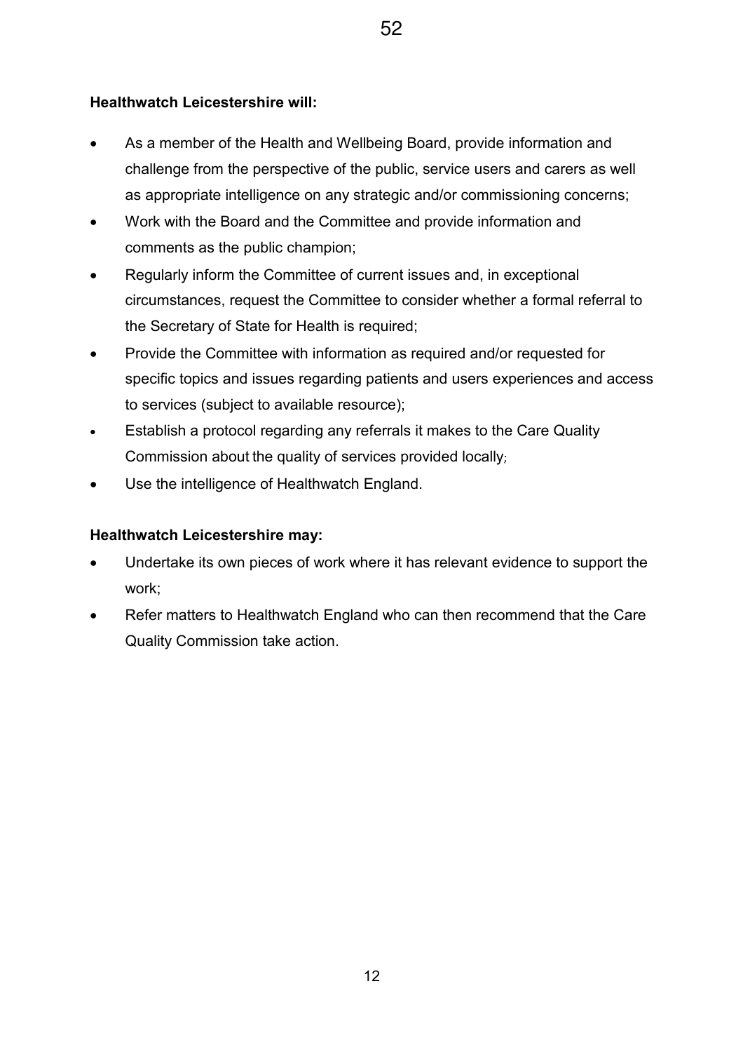**Healthwatch Leicestershire will:**

- As a member of the Health and Wellbeing Board, provide information and challenge from the perspective of the public, service users and carers as well as appropriate intelligence on any strategic and/or commissioning concerns;
- Work with the Board and the Committee and provide information and comments as the public champion;
- Regularly inform the Committee of current issues and, in exceptional circumstances, request the Committee to consider whether a formal referral to the Secretary of State for Health is required;
- Provide the Committee with information as required and/or requested for specific topics and issues regarding patients and users experiences and access to services (subject to available resource);
- Establish a protocol regarding any referrals it makes to the Care Quality Commission about the quality of services provided locally;
- Use the intelligence of Healthwatch England.

**Healthwatch Leicestershire may:**

- Undertake its own pieces of work where it has relevant evidence to support the work;
- Refer matters to Healthwatch England who can then recommend that the Care Quality Commission take action.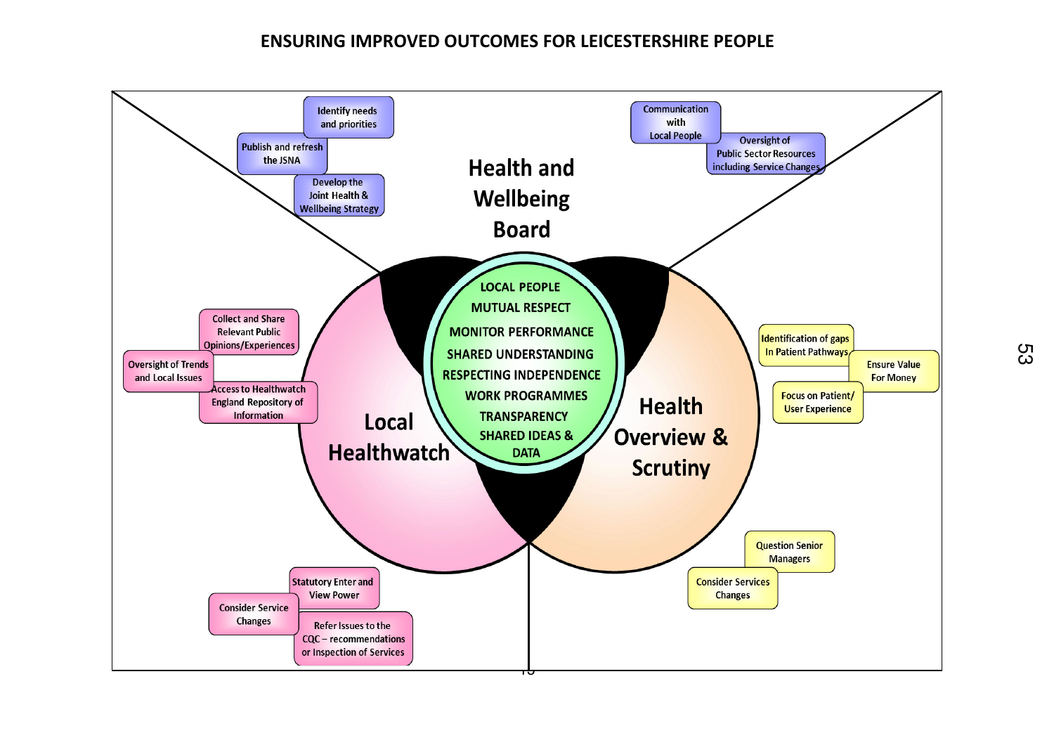# ENSURING IMPROVED OUTCOMES FOR LEICESTERSHIRE PEOPLE

## Health and Wellbeing Board

- Identify needs and priorities
- Publish and refresh the JSNA
- Develop the Joint Health & Wellbeing Strategy
- Communication with Local People
- Oversight of Public Sector Resources including Service Changes

## Local Healthwatch

- Collect and Share Relevant Public Opinions/Experiences
- Oversight of Trends and Local Issues
- Access to Healthwatch England Repository of Information
- Statutory Enter and View Power
- Consider Service Changes
- Refer Issues to the CQC – recommendations or Inspection of Services

## Health Overview & Scrutiny

- Identification of gaps In Patient Pathways
- Ensure Value For Money
- Focus on Patient/ User Experience
- Question Senior Managers
- Consider Services Changes

## Shared

- LOCAL PEOPLE
- MUTUAL RESPECT
- MONITOR PERFORMANCE
- SHARED UNDERSTANDING
- RESPECTING INDEPENDENCE
- WORK PROGRAMMES
- TRANSPARENCY
- SHARED IDEAS & DATA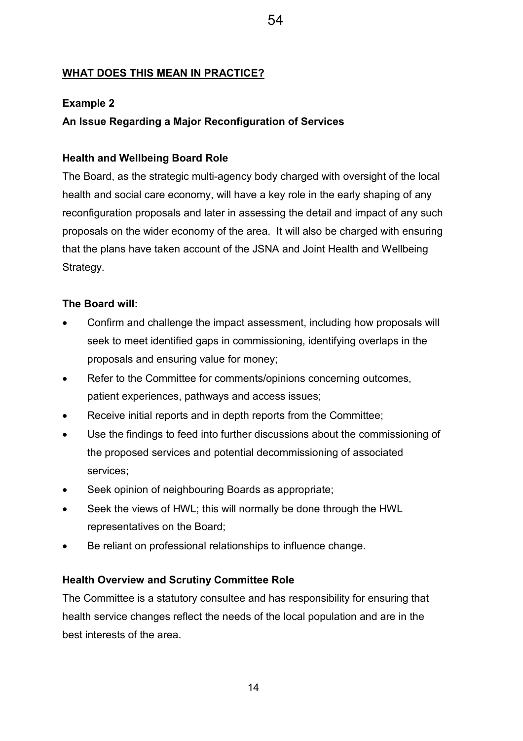## WHAT DOES THIS MEAN IN PRACTICE?

**Example 2**

**An Issue Regarding a Major Reconfiguration of Services**

**Health and Wellbeing Board Role**

The Board, as the strategic multi-agency body charged with oversight of the local health and social care economy, will have a key role in the early shaping of any reconfiguration proposals and later in assessing the detail and impact of any such proposals on the wider economy of the area. It will also be charged with ensuring that the plans have taken account of the JSNA and Joint Health and Wellbeing Strategy.

**The Board will:**

- Confirm and challenge the impact assessment, including how proposals will seek to meet identified gaps in commissioning, identifying overlaps in the proposals and ensuring value for money;
- Refer to the Committee for comments/opinions concerning outcomes, patient experiences, pathways and access issues;
- Receive initial reports and in depth reports from the Committee;
- Use the findings to feed into further discussions about the commissioning of the proposed services and potential decommissioning of associated services;
- Seek opinion of neighbouring Boards as appropriate;
- Seek the views of HWL; this will normally be done through the HWL representatives on the Board;
- Be reliant on professional relationships to influence change.

**Health Overview and Scrutiny Committee Role**

The Committee is a statutory consultee and has responsibility for ensuring that health service changes reflect the needs of the local population and are in the best interests of the area.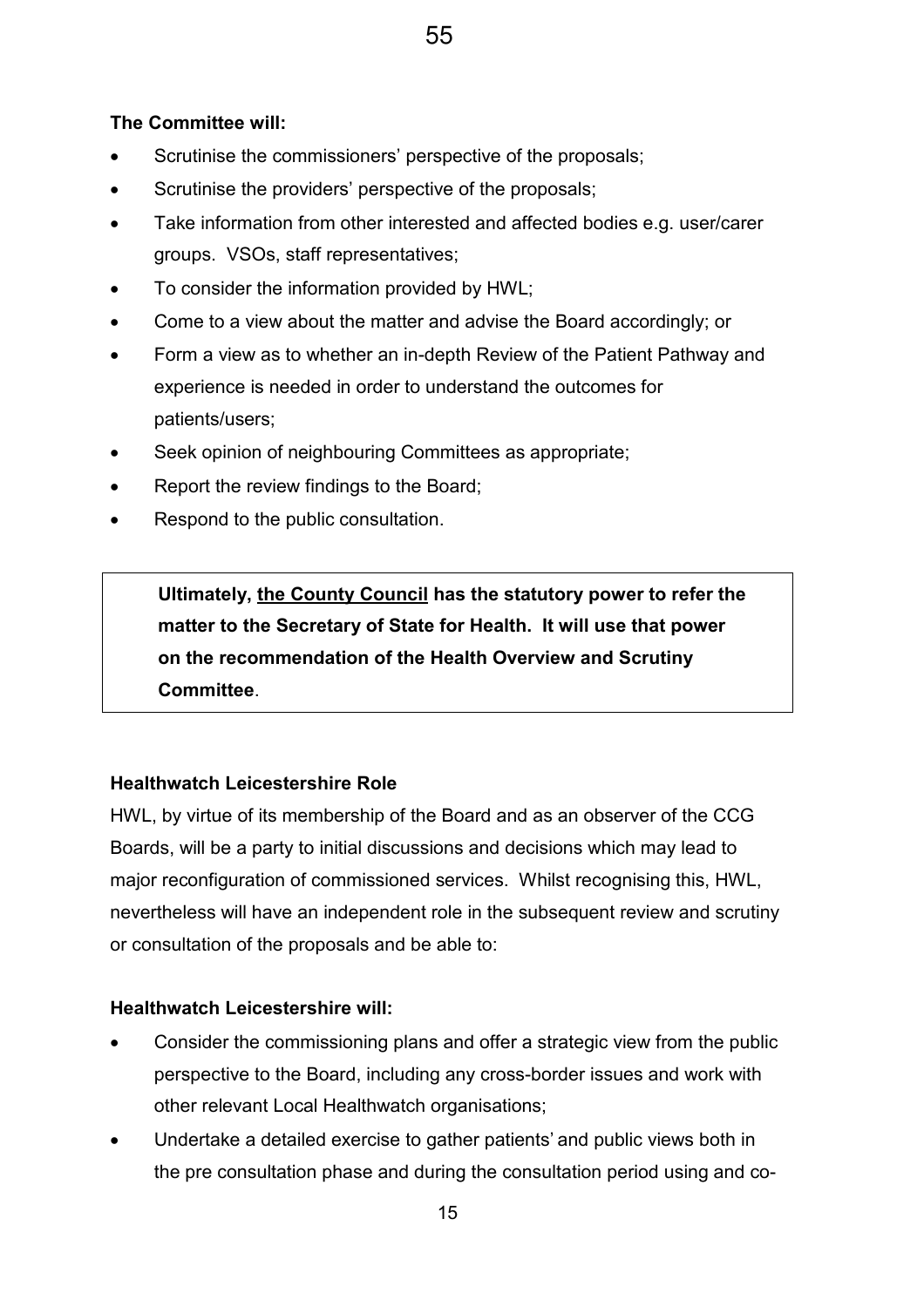**The Committee will:**

- Scrutinise the commissioners' perspective of the proposals;
- Scrutinise the providers' perspective of the proposals;
- Take information from other interested and affected bodies e.g. user/carer groups. VSOs, staff representatives;
- To consider the information provided by HWL;
- Come to a view about the matter and advise the Board accordingly; or
- Form a view as to whether an in-depth Review of the Patient Pathway and experience is needed in order to understand the outcomes for patients/users;
- Seek opinion of neighbouring Committees as appropriate;
- Report the review findings to the Board;
- Respond to the public consultation.

> **Ultimately, <u>the County Council</u> has the statutory power to refer the matter to the Secretary of State for Health. It will use that power on the recommendation of the Health Overview and Scrutiny Committee**.

**Healthwatch Leicestershire Role**

HWL, by virtue of its membership of the Board and as an observer of the CCG Boards, will be a party to initial discussions and decisions which may lead to major reconfiguration of commissioned services. Whilst recognising this, HWL, nevertheless will have an independent role in the subsequent review and scrutiny or consultation of the proposals and be able to:

**Healthwatch Leicestershire will:**

- Consider the commissioning plans and offer a strategic view from the public perspective to the Board, including any cross-border issues and work with other relevant Local Healthwatch organisations;
- Undertake a detailed exercise to gather patients' and public views both in the pre consultation phase and during the consultation period using and co-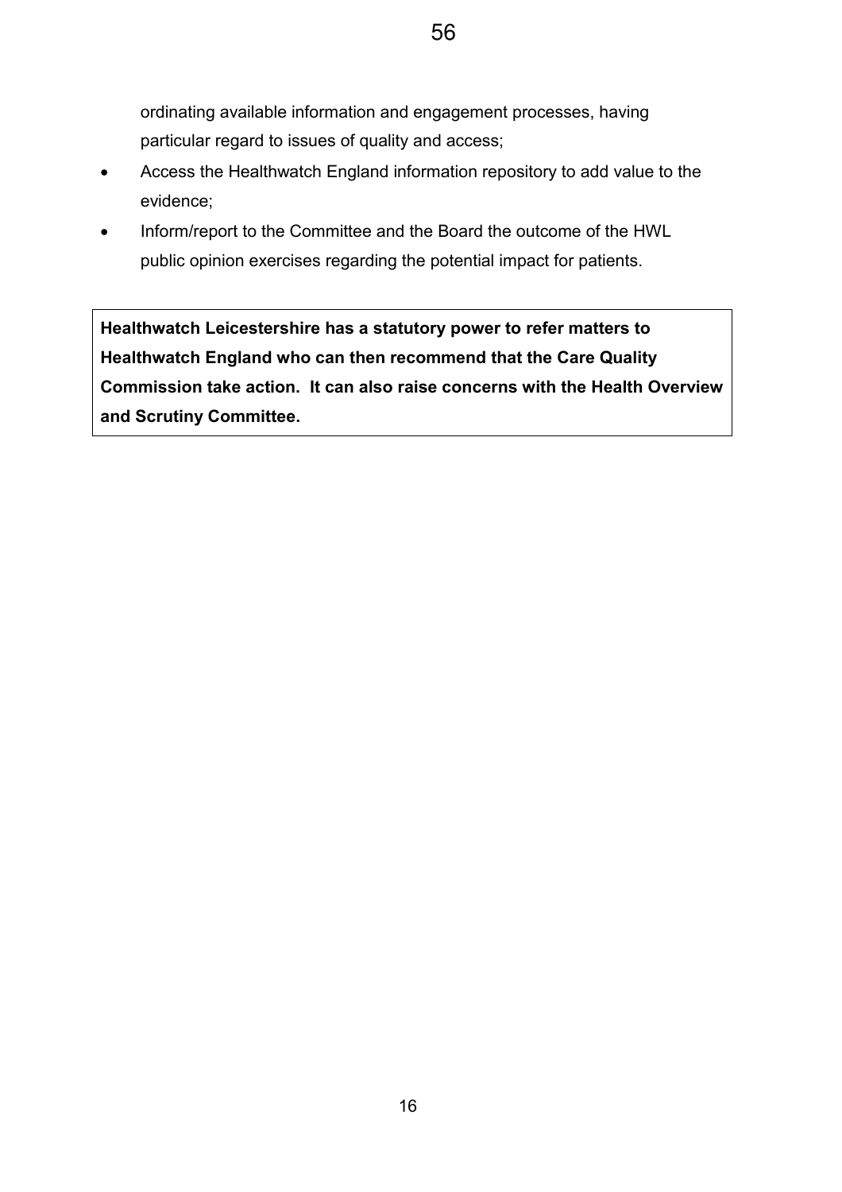ordinating available information and engagement processes, having particular regard to issues of quality and access;

- Access the Healthwatch England information repository to add value to the evidence;
- Inform/report to the Committee and the Board the outcome of the HWL public opinion exercises regarding the potential impact for patients.

**Healthwatch Leicestershire has a statutory power to refer matters to Healthwatch England who can then recommend that the Care Quality Commission take action. It can also raise concerns with the Health Overview and Scrutiny Committee.**